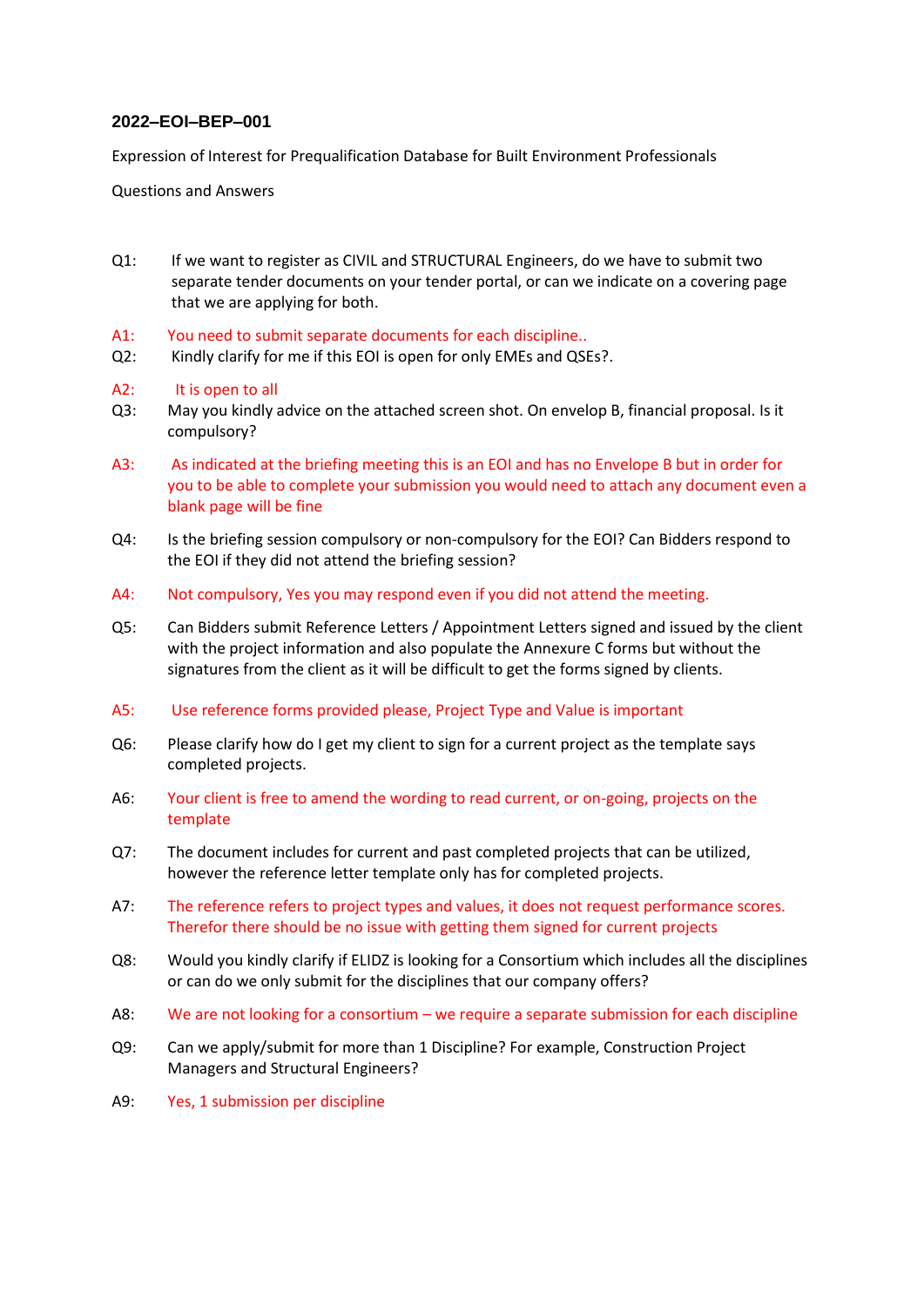**2022–EOI–BEP–001**

Expression of Interest for Prequalification Database for Built Environment Professionals

Questions and Answers

Q1: If we want to register as CIVIL and STRUCTURAL Engineers, do we have to submit two separate tender documents on your tender portal, or can we indicate on a covering page that we are applying for both.

A1: You need to submit separate documents for each discipline..

Q2: Kindly clarify for me if this EOI is open for only EMEs and QSEs?.

A2: It is open to all

Q3: May you kindly advice on the attached screen shot. On envelop B, financial proposal. Is it compulsory?

A3: As indicated at the briefing meeting this is an EOI and has no Envelope B but in order for you to be able to complete your submission you would need to attach any document even a blank page will be fine

Q4: Is the briefing session compulsory or non-compulsory for the EOI? Can Bidders respond to the EOI if they did not attend the briefing session?

A4: Not compulsory, Yes you may respond even if you did not attend the meeting.

Q5: Can Bidders submit Reference Letters / Appointment Letters signed and issued by the client with the project information and also populate the Annexure C forms but without the signatures from the client as it will be difficult to get the forms signed by clients.

A5: Use reference forms provided please, Project Type and Value is important

Q6: Please clarify how do I get my client to sign for a current project as the template says completed projects.

A6: Your client is free to amend the wording to read current, or on-going, projects on the template

Q7: The document includes for current and past completed projects that can be utilized, however the reference letter template only has for completed projects.

A7: The reference refers to project types and values, it does not request performance scores. Therefor there should be no issue with getting them signed for current projects

Q8: Would you kindly clarify if ELIDZ is looking for a Consortium which includes all the disciplines or can do we only submit for the disciplines that our company offers?

A8: We are not looking for a consortium – we require a separate submission for each discipline

Q9: Can we apply/submit for more than 1 Discipline? For example, Construction Project Managers and Structural Engineers?

A9: Yes, 1 submission per discipline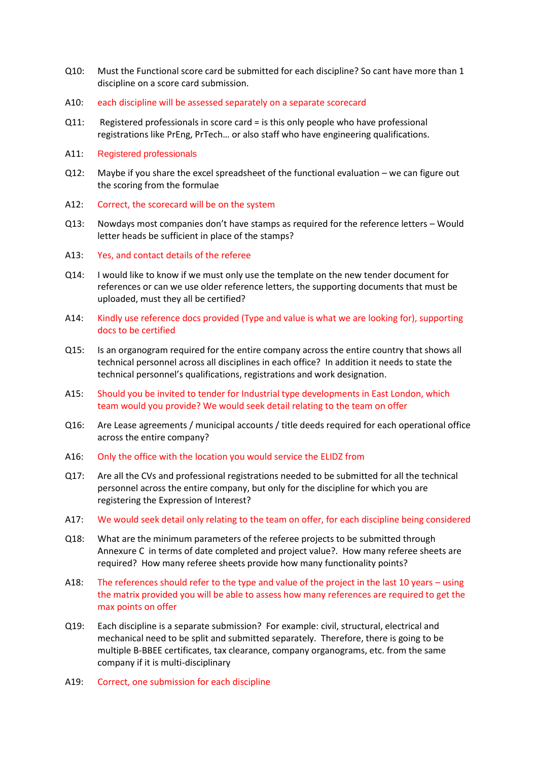Q10: Must the Functional score card be submitted for each discipline? So cant have more than 1 discipline on a score card submission.

A10: each discipline will be assessed separately on a separate scorecard

Q11: Registered professionals in score card = is this only people who have professional registrations like PrEng, PrTech… or also staff who have engineering qualifications.

A11: Registered professionals

Q12: Maybe if you share the excel spreadsheet of the functional evaluation – we can figure out the scoring from the formulae

A12: Correct, the scorecard will be on the system

Q13: Nowdays most companies don't have stamps as required for the reference letters – Would letter heads be sufficient in place of the stamps?

A13: Yes, and contact details of the referee

Q14: I would like to know if we must only use the template on the new tender document for references or can we use older reference letters, the supporting documents that must be uploaded, must they all be certified?

A14: Kindly use reference docs provided (Type and value is what we are looking for), supporting docs to be certified

Q15: Is an organogram required for the entire company across the entire country that shows all technical personnel across all disciplines in each office? In addition it needs to state the technical personnel's qualifications, registrations and work designation.

A15: Should you be invited to tender for Industrial type developments in East London, which team would you provide? We would seek detail relating to the team on offer

Q16: Are Lease agreements / municipal accounts / title deeds required for each operational office across the entire company?

A16: Only the office with the location you would service the ELIDZ from

Q17: Are all the CVs and professional registrations needed to be submitted for all the technical personnel across the entire company, but only for the discipline for which you are registering the Expression of Interest?

A17: We would seek detail only relating to the team on offer, for each discipline being considered

Q18: What are the minimum parameters of the referee projects to be submitted through Annexure C in terms of date completed and project value?. How many referee sheets are required? How many referee sheets provide how many functionality points?

A18: The references should refer to the type and value of the project in the last 10 years – using the matrix provided you will be able to assess how many references are required to get the max points on offer

Q19: Each discipline is a separate submission? For example: civil, structural, electrical and mechanical need to be split and submitted separately. Therefore, there is going to be multiple B-BBEE certificates, tax clearance, company organograms, etc. from the same company if it is multi-disciplinary

A19: Correct, one submission for each discipline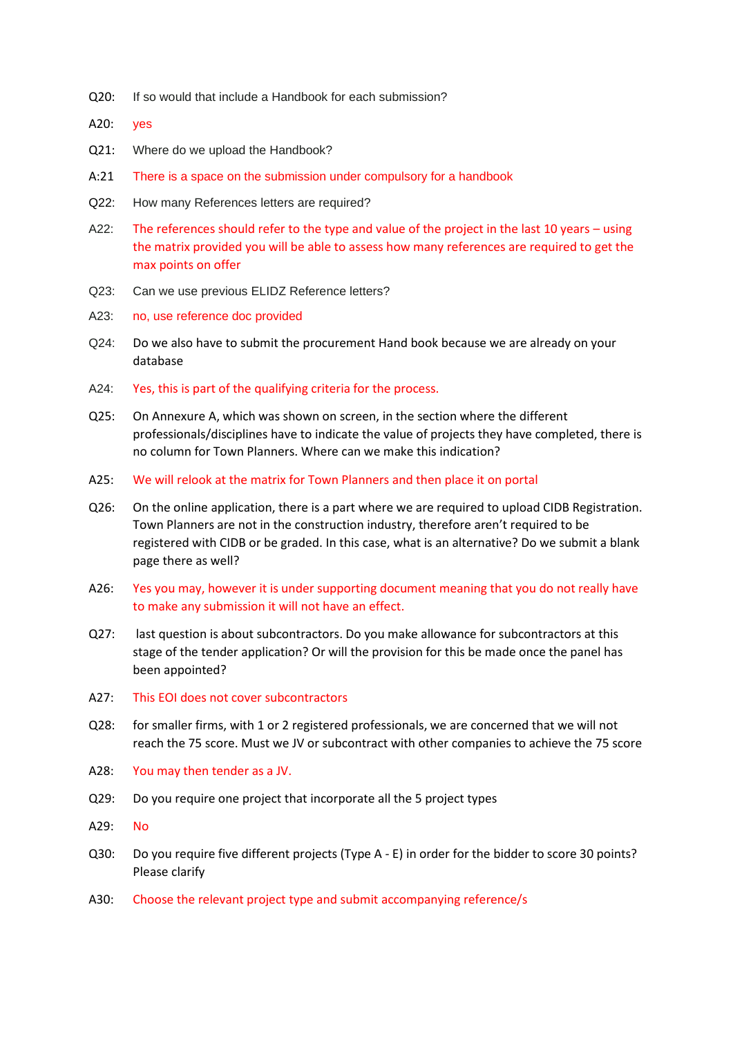Q20: If so would that include a Handbook for each submission?

A20: yes

Q21: Where do we upload the Handbook?

A:21 There is a space on the submission under compulsory for a handbook

Q22: How many References letters are required?

A22: The references should refer to the type and value of the project in the last 10 years – using the matrix provided you will be able to assess how many references are required to get the max points on offer

Q23: Can we use previous ELIDZ Reference letters?

A23: no, use reference doc provided

Q24: Do we also have to submit the procurement Hand book because we are already on your database

A24: Yes, this is part of the qualifying criteria for the process.

Q25: On Annexure A, which was shown on screen, in the section where the different professionals/disciplines have to indicate the value of projects they have completed, there is no column for Town Planners. Where can we make this indication?

A25: We will relook at the matrix for Town Planners and then place it on portal

Q26: On the online application, there is a part where we are required to upload CIDB Registration. Town Planners are not in the construction industry, therefore aren't required to be registered with CIDB or be graded. In this case, what is an alternative? Do we submit a blank page there as well?

A26: Yes you may, however it is under supporting document meaning that you do not really have to make any submission it will not have an effect.

Q27: last question is about subcontractors. Do you make allowance for subcontractors at this stage of the tender application? Or will the provision for this be made once the panel has been appointed?

A27: This EOI does not cover subcontractors

Q28: for smaller firms, with 1 or 2 registered professionals, we are concerned that we will not reach the 75 score. Must we JV or subcontract with other companies to achieve the 75 score

A28: You may then tender as a JV.

Q29: Do you require one project that incorporate all the 5 project types

A29: No

Q30: Do you require five different projects (Type A - E) in order for the bidder to score 30 points? Please clarify

A30: Choose the relevant project type and submit accompanying reference/s